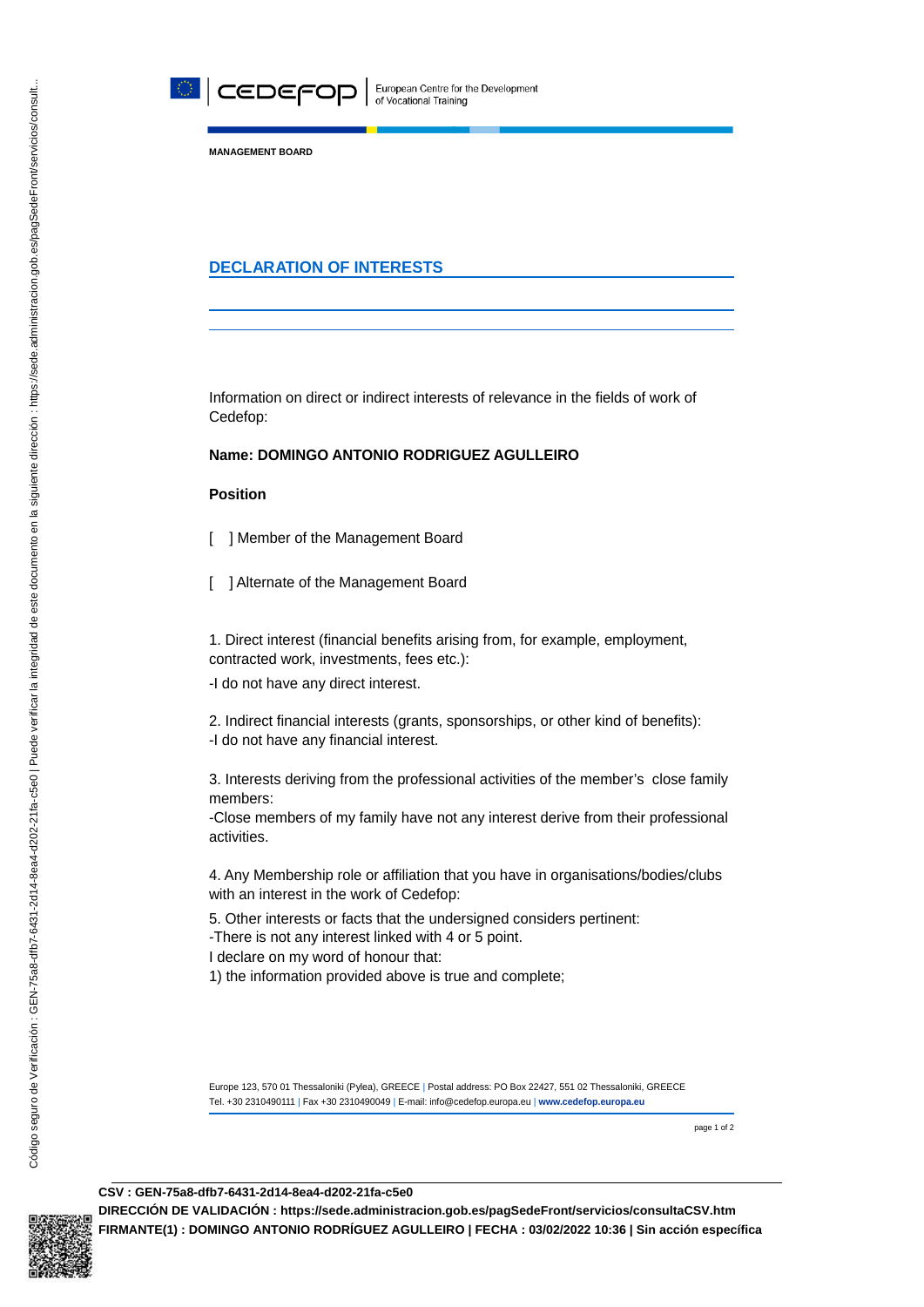MANAGEMENT BOARD

## DECLARATION OF INTERESTS

Information on direct or indirect interests of relevance in the fields of work of Cedefop:

**Name: DOMINGO ANTONIO RODRIGUEZ AGULLEIRO**

**Position**

[ ] Member of the Management Board

[ ] Alternate of the Management Board

1. Direct interest (financial benefits arising from, for example, employment, contracted work, investments, fees etc.):

-I do not have any direct interest.

2. Indirect financial interests (grants, sponsorships, or other kind of benefits):
-I do not have any financial interest.

3. Interests deriving from the professional activities of the member's close family members:
-Close members of my family have not any interest derive from their professional activities.

4. Any Membership role or affiliation that you have in organisations/bodies/clubs with an interest in the work of Cedefop:

5. Other interests or facts that the undersigned considers pertinent:
-There is not any interest linked with 4 or 5 point.
I declare on my word of honour that:
1) the information provided above is true and complete;

Europe 123, 570 01 Thessaloniki (Pylea), GREECE | Postal address: PO Box 22427, 551 02 Thessaloniki, GREECE
Tel. +30 2310490111 | Fax +30 2310490049 | E-mail: info@cedefop.europa.eu | **www.cedefop.europa.eu**

**CSV : GEN-75a8-dfb7-6431-2d14-8ea4-d202-21fa-c5e0**
**DIRECCIÓN DE VALIDACIÓN : https://sede.administracion.gob.es/pagSedeFront/servicios/consultaCSV.htm**
**FIRMANTE(1) : DOMINGO ANTONIO RODRÍGUEZ AGULLEIRO | FECHA : 03/02/2022 10:36 | Sin acción específica**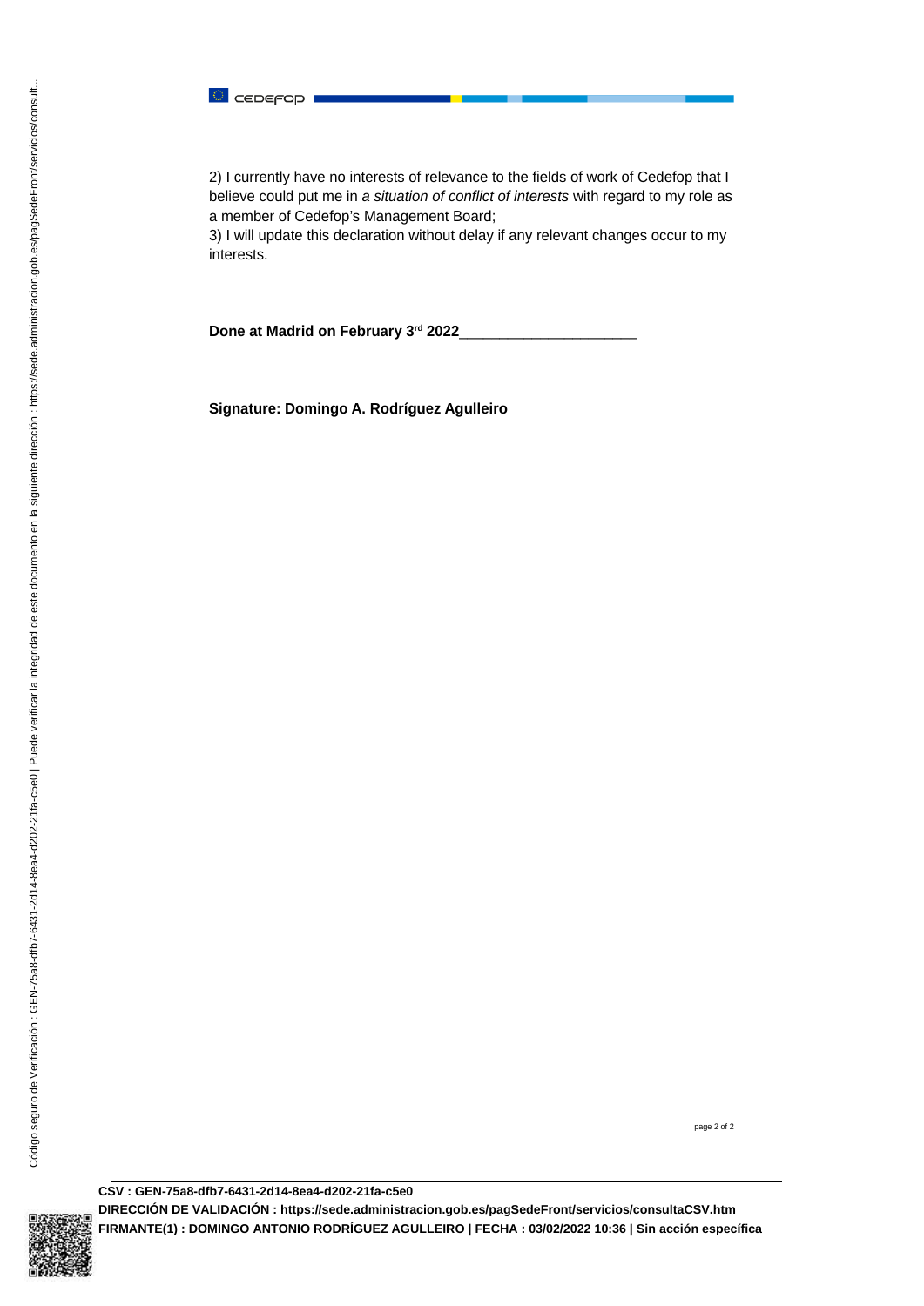2) I currently have no interests of relevance to the fields of work of Cedefop that I believe could put me in *a situation of conflict of interests* with regard to my role as a member of Cedefop's Management Board;

3) I will update this declaration without delay if any relevant changes occur to my interests.

**Done at Madrid on February 3rd 2022**______________________

**Signature: Domingo A. Rodríguez Agulleiro**

**CSV : GEN-75a8-dfb7-6431-2d14-8ea4-d202-21fa-c5e0**

**DIRECCIÓN DE VALIDACIÓN : https://sede.administracion.gob.es/pagSedeFront/servicios/consultaCSV.htm**

**FIRMANTE(1) : DOMINGO ANTONIO RODRÍGUEZ AGULLEIRO | FECHA : 03/02/2022 10:36 | Sin acción específica**

Código seguro de Verificación : GEN-75a8-dfb7-6431-2d14-8ea4-d202-21fa-c5e0 | Puede verificar la integridad de este documento en la siguiente dirección : https://sede.administracion.gob.es/pagSedeFront/servicios/consult...